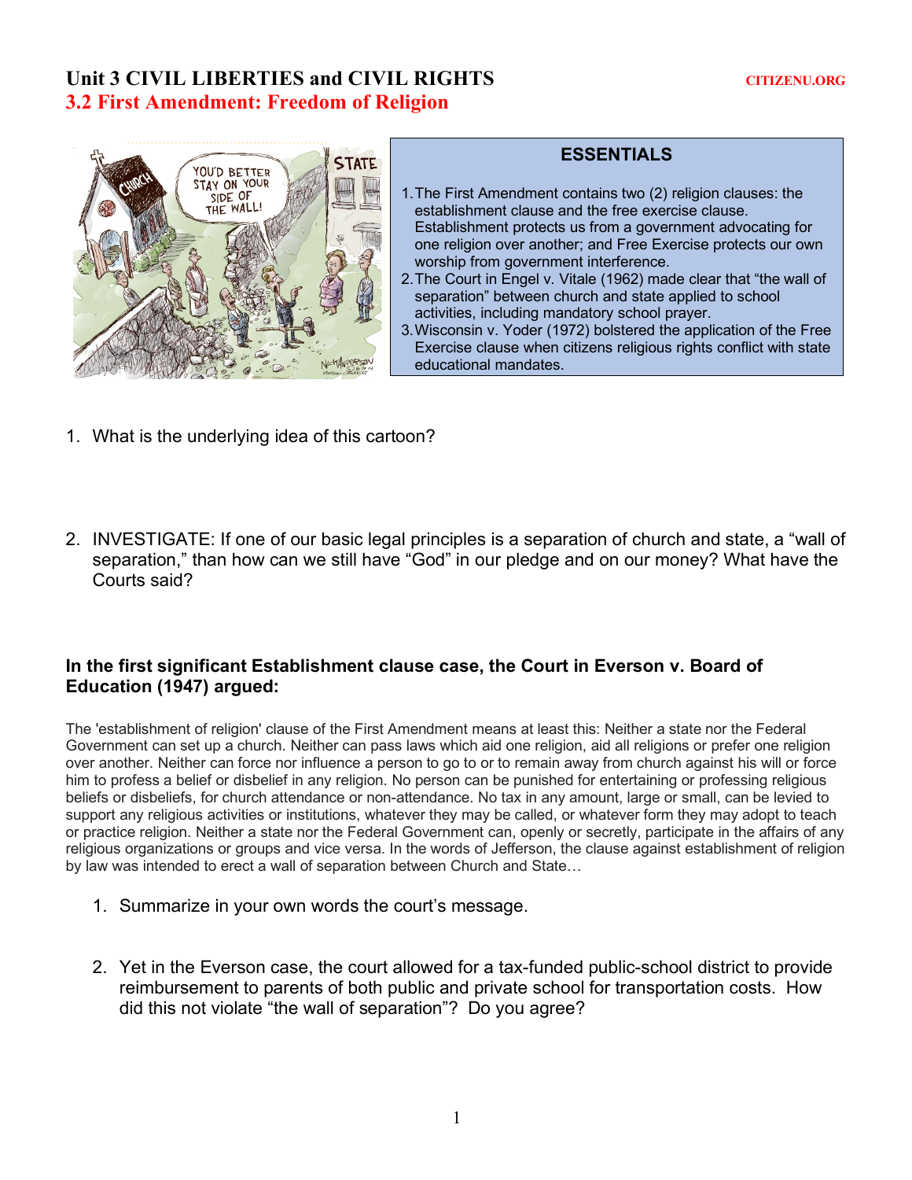# Unit 3 CIVIL LIBERTIES and CIVIL RIGHTS

CITIZENU.ORG

## 3.2 First Amendment: Freedom of Religion

### ESSENTIALS

1. The First Amendment contains two (2) religion clauses: the establishment clause and the free exercise clause. Establishment protects us from a government advocating for one religion over another; and Free Exercise protects our own worship from government interference.
2. The Court in Engel v. Vitale (1962) made clear that "the wall of separation" between church and state applied to school activities, including mandatory school prayer.
3. Wisconsin v. Yoder (1972) bolstered the application of the Free Exercise clause when citizens religious rights conflict with state educational mandates.

1. What is the underlying idea of this cartoon?

2. INVESTIGATE: If one of our basic legal principles is a separation of church and state, a "wall of separation," than how can we still have "God" in our pledge and on our money? What have the Courts said?

**In the first significant Establishment clause case, the Court in Everson v. Board of Education (1947) argued:**

The 'establishment of religion' clause of the First Amendment means at least this: Neither a state nor the Federal Government can set up a church. Neither can pass laws which aid one religion, aid all religions or prefer one religion over another. Neither can force nor influence a person to go to or to remain away from church against his will or force him to profess a belief or disbelief in any religion. No person can be punished for entertaining or professing religious beliefs or disbeliefs, for church attendance or non-attendance. No tax in any amount, large or small, can be levied to support any religious activities or institutions, whatever they may be called, or whatever form they may adopt to teach or practice religion. Neither a state nor the Federal Government can, openly or secretly, participate in the affairs of any religious organizations or groups and vice versa. In the words of Jefferson, the clause against establishment of religion by law was intended to erect a wall of separation between Church and State…

1. Summarize in your own words the court's message.

2. Yet in the Everson case, the court allowed for a tax-funded public-school district to provide reimbursement to parents of both public and private school for transportation costs. How did this not violate "the wall of separation"? Do you agree?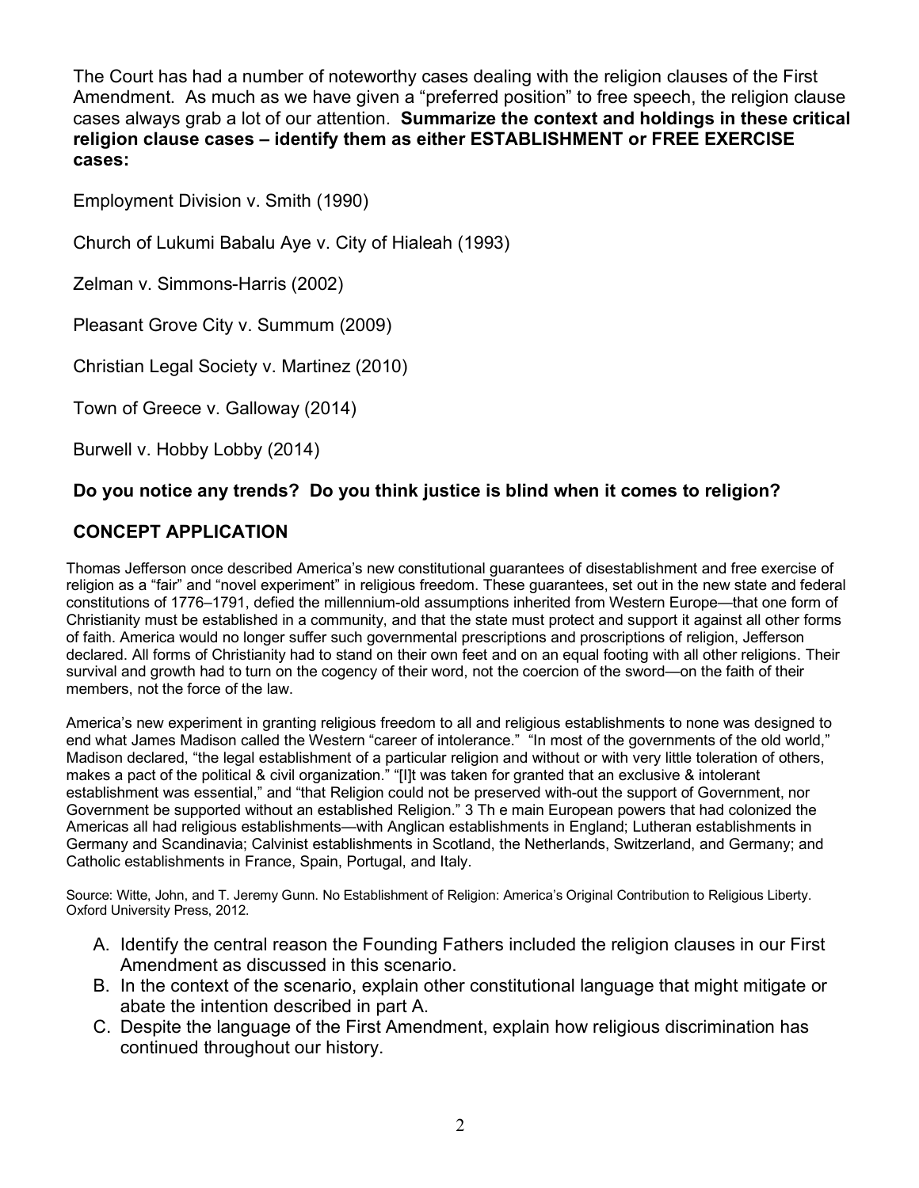The Court has had a number of noteworthy cases dealing with the religion clauses of the First Amendment. As much as we have given a "preferred position" to free speech, the religion clause cases always grab a lot of our attention. **Summarize the context and holdings in these critical religion clause cases – identify them as either ESTABLISHMENT or FREE EXERCISE cases:**

Employment Division v. Smith (1990)

Church of Lukumi Babalu Aye v. City of Hialeah (1993)

Zelman v. Simmons-Harris (2002)

Pleasant Grove City v. Summum (2009)

Christian Legal Society v. Martinez (2010)

Town of Greece v. Galloway (2014)

Burwell v. Hobby Lobby (2014)

**Do you notice any trends? Do you think justice is blind when it comes to religion?**

## CONCEPT APPLICATION

Thomas Jefferson once described America's new constitutional guarantees of disestablishment and free exercise of religion as a "fair" and "novel experiment" in religious freedom. These guarantees, set out in the new state and federal constitutions of 1776–1791, defied the millennium-old assumptions inherited from Western Europe—that one form of Christianity must be established in a community, and that the state must protect and support it against all other forms of faith. America would no longer suffer such governmental prescriptions and proscriptions of religion, Jefferson declared. All forms of Christianity had to stand on their own feet and on an equal footing with all other religions. Their survival and growth had to turn on the cogency of their word, not the coercion of the sword—on the faith of their members, not the force of the law.

America's new experiment in granting religious freedom to all and religious establishments to none was designed to end what James Madison called the Western "career of intolerance." "In most of the governments of the old world," Madison declared, "the legal establishment of a particular religion and without or with very little toleration of others, makes a pact of the political & civil organization." "[I]t was taken for granted that an exclusive & intolerant establishment was essential," and "that Religion could not be preserved with-out the support of Government, nor Government be supported without an established Religion." 3 Th e main European powers that had colonized the Americas all had religious establishments—with Anglican establishments in England; Lutheran establishments in Germany and Scandinavia; Calvinist establishments in Scotland, the Netherlands, Switzerland, and Germany; and Catholic establishments in France, Spain, Portugal, and Italy.

Source: Witte, John, and T. Jeremy Gunn. No Establishment of Religion: America's Original Contribution to Religious Liberty. Oxford University Press, 2012.

A. Identify the central reason the Founding Fathers included the religion clauses in our First Amendment as discussed in this scenario.
B. In the context of the scenario, explain other constitutional language that might mitigate or abate the intention described in part A.
C. Despite the language of the First Amendment, explain how religious discrimination has continued throughout our history.